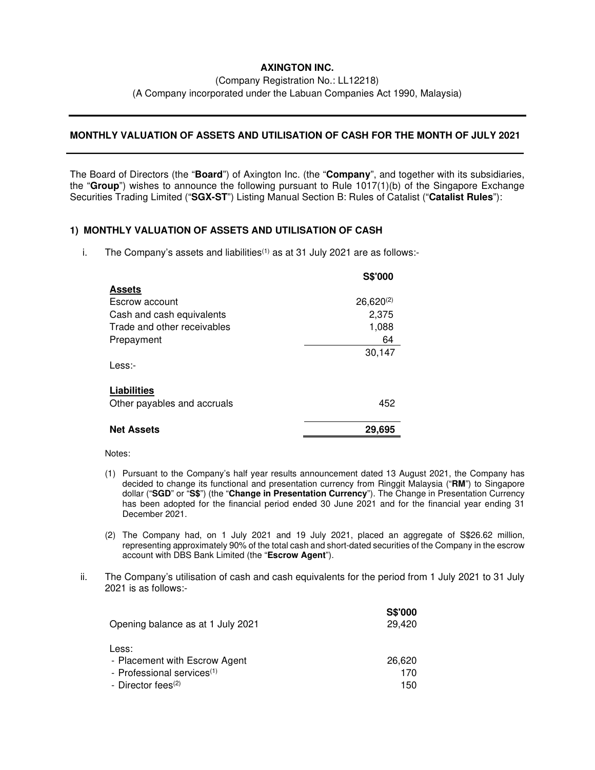**AXINGTON INC.**

(Company Registration No.: LL12218)

(A Company incorporated under the Labuan Companies Act 1990, Malaysia)

---

**MONTHLY VALUATION OF ASSETS AND UTILISATION OF CASH FOR THE MONTH OF JULY 2021**

---

The Board of Directors (the "**Board**") of Axington Inc. (the "**Company**", and together with its subsidiaries, the "**Group**") wishes to announce the following pursuant to Rule 1017(1)(b) of the Singapore Exchange Securities Trading Limited ("**SGX-ST**") Listing Manual Section B: Rules of Catalist ("**Catalist Rules**"):

**1) MONTHLY VALUATION OF ASSETS AND UTILISATION OF CASH**

i. The Company's assets and liabilities[(1)] as at 31 July 2021 are as follows:-

| | S$'000 |
|---|---|
| **Assets** | |
| Escrow account | 26,620[(2)] |
| Cash and cash equivalents | 2,375 |
| Trade and other receivables | 1,088 |
| Prepayment | 64 |
| | 30,147 |
| Less:- | |
| **Liabilities** | |
| Other payables and accruals | 452 |
| **Net Assets** | **29,695** |

Notes:

(1) Pursuant to the Company's half year results announcement dated 13 August 2021, the Company has decided to change its functional and presentation currency from Ringgit Malaysia ("**RM**") to Singapore dollar ("**SGD**" or "**S$**") (the "**Change in Presentation Currency**"). The Change in Presentation Currency has been adopted for the financial period ended 30 June 2021 and for the financial year ending 31 December 2021.

(2) The Company had, on 1 July 2021 and 19 July 2021, placed an aggregate of S$26.62 million, representing approximately 90% of the total cash and short-dated securities of the Company in the escrow account with DBS Bank Limited (the "**Escrow Agent**").

ii. The Company's utilisation of cash and cash equivalents for the period from 1 July 2021 to 31 July 2021 is as follows:-

| | S$'000 |
|---|---|
| Opening balance as at 1 July 2021 | 29,420 |
| Less: | |
| - Placement with Escrow Agent | 26,620 |
| - Professional services[(1)] | 170 |
| - Director fees[(2)] | 150 |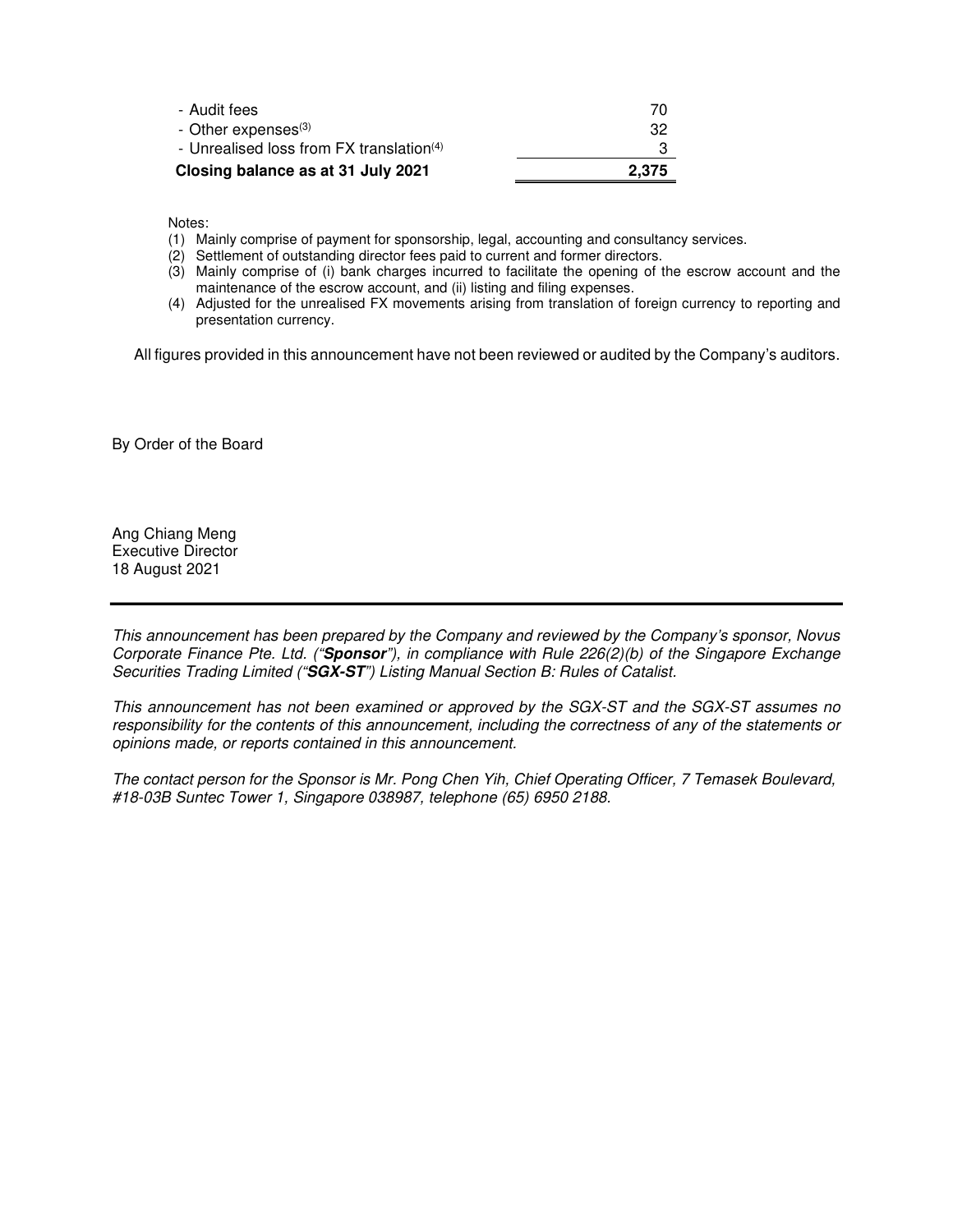| | |
|---|---|
| - Audit fees | 70 |
| - Other expenses[3] | 32 |
| - Unrealised loss from FX translation[4] | 3 |
| **Closing balance as at 31 July 2021** | **2,375** |

Notes:

(1) Mainly comprise of payment for sponsorship, legal, accounting and consultancy services.

(2) Settlement of outstanding director fees paid to current and former directors.

(3) Mainly comprise of (i) bank charges incurred to facilitate the opening of the escrow account and the maintenance of the escrow account, and (ii) listing and filing expenses.

(4) Adjusted for the unrealised FX movements arising from translation of foreign currency to reporting and presentation currency.

All figures provided in this announcement have not been reviewed or audited by the Company's auditors.

By Order of the Board

Ang Chiang Meng
Executive Director
18 August 2021

---

*This announcement has been prepared by the Company and reviewed by the Company's sponsor, Novus Corporate Finance Pte. Ltd. ("**Sponsor**"), in compliance with Rule 226(2)(b) of the Singapore Exchange Securities Trading Limited ("**SGX-ST**") Listing Manual Section B: Rules of Catalist.*

*This announcement has not been examined or approved by the SGX-ST and the SGX-ST assumes no responsibility for the contents of this announcement, including the correctness of any of the statements or opinions made, or reports contained in this announcement.*

*The contact person for the Sponsor is Mr. Pong Chen Yih, Chief Operating Officer, 7 Temasek Boulevard, #18-03B Suntec Tower 1, Singapore 038987, telephone (65) 6950 2188.*